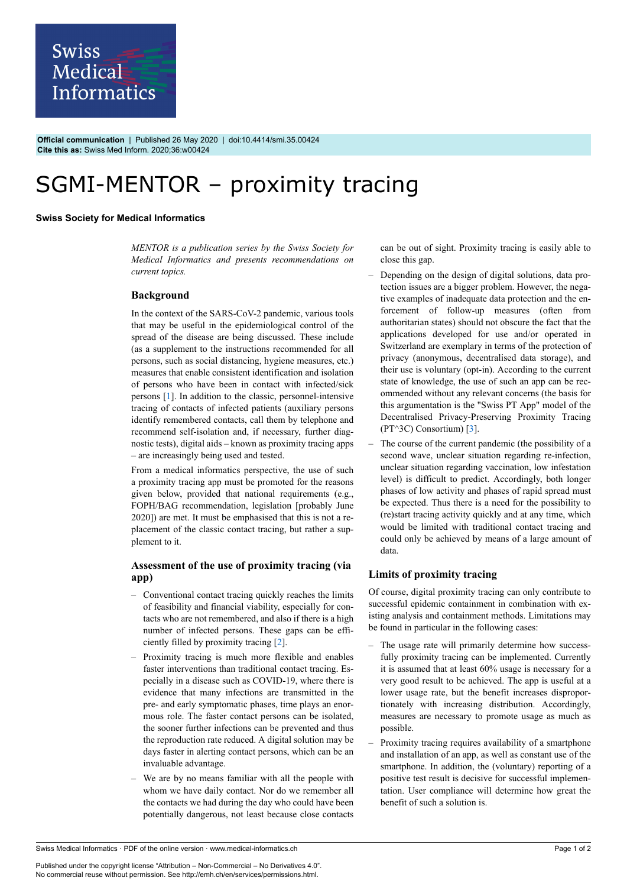**Official communication** | Published 26 May 2020 | doi:10.4414/smi.35.00424
**Cite this as:** Swiss Med Inform. 2020;36:w00424

# SGMI-MENTOR – proximity tracing

**Swiss Society for Medical Informatics**

*MENTOR is a publication series by the Swiss Society for Medical Informatics and presents recommendations on current topics.*

## Background

In the context of the SARS-CoV-2 pandemic, various tools that may be useful in the epidemiological control of the spread of the disease are being discussed. These include (as a supplement to the instructions recommended for all persons, such as social distancing, hygiene measures, etc.) measures that enable consistent identification and isolation of persons who have been in contact with infected/sick persons [1]. In addition to the classic, personnel-intensive tracing of contacts of infected patients (auxiliary persons identify remembered contacts, call them by telephone and recommend self-isolation and, if necessary, further diagnostic tests), digital aids – known as proximity tracing apps – are increasingly being used and tested.

From a medical informatics perspective, the use of such a proximity tracing app must be promoted for the reasons given below, provided that national requirements (e.g., FOPH/BAG recommendation, legislation [probably June 2020]) are met. It must be emphasised that this is not a replacement of the classic contact tracing, but rather a supplement to it.

## Assessment of the use of proximity tracing (via app)

- Conventional contact tracing quickly reaches the limits of feasibility and financial viability, especially for contacts who are not remembered, and also if there is a high number of infected persons. These gaps can be efficiently filled by proximity tracing [2].
- Proximity tracing is much more flexible and enables faster interventions than traditional contact tracing. Especially in a disease such as COVID-19, where there is evidence that many infections are transmitted in the pre- and early symptomatic phases, time plays an enormous role. The faster contact persons can be isolated, the sooner further infections can be prevented and thus the reproduction rate reduced. A digital solution may be days faster in alerting contact persons, which can be an invaluable advantage.
- We are by no means familiar with all the people with whom we have daily contact. Nor do we remember all the contacts we had during the day who could have been potentially dangerous, not least because close contacts can be out of sight. Proximity tracing is easily able to close this gap.
- Depending on the design of digital solutions, data protection issues are a bigger problem. However, the negative examples of inadequate data protection and the enforcement of follow-up measures (often from authoritarian states) should not obscure the fact that the applications developed for use and/or operated in Switzerland are exemplary in terms of the protection of privacy (anonymous, decentralised data storage), and their use is voluntary (opt-in). According to the current state of knowledge, the use of such an app can be recommended without any relevant concerns (the basis for this argumentation is the "Swiss PT App" model of the Decentralised Privacy-Preserving Proximity Tracing (PT^3C) Consortium) [3].
- The course of the current pandemic (the possibility of a second wave, unclear situation regarding re-infection, unclear situation regarding vaccination, low infestation level) is difficult to predict. Accordingly, both longer phases of low activity and phases of rapid spread must be expected. Thus there is a need for the possibility to (re)start tracing activity quickly and at any time, which would be limited with traditional contact tracing and could only be achieved by means of a large amount of data.

## Limits of proximity tracing

Of course, digital proximity tracing can only contribute to successful epidemic containment in combination with existing analysis and containment methods. Limitations may be found in particular in the following cases:

- The usage rate will primarily determine how successfully proximity tracing can be implemented. Currently it is assumed that at least 60% usage is necessary for a very good result to be achieved. The app is useful at a lower usage rate, but the benefit increases disproportionately with increasing distribution. Accordingly, measures are necessary to promote usage as much as possible.
- Proximity tracing requires availability of a smartphone and installation of an app, as well as constant use of the smartphone. In addition, the (voluntary) reporting of a positive test result is decisive for successful implementation. User compliance will determine how great the benefit of such a solution is.

Published under the copyright license "Attribution – Non-Commercial – No Derivatives 4.0". No commercial reuse without permission. See http://emh.ch/en/services/permissions.html.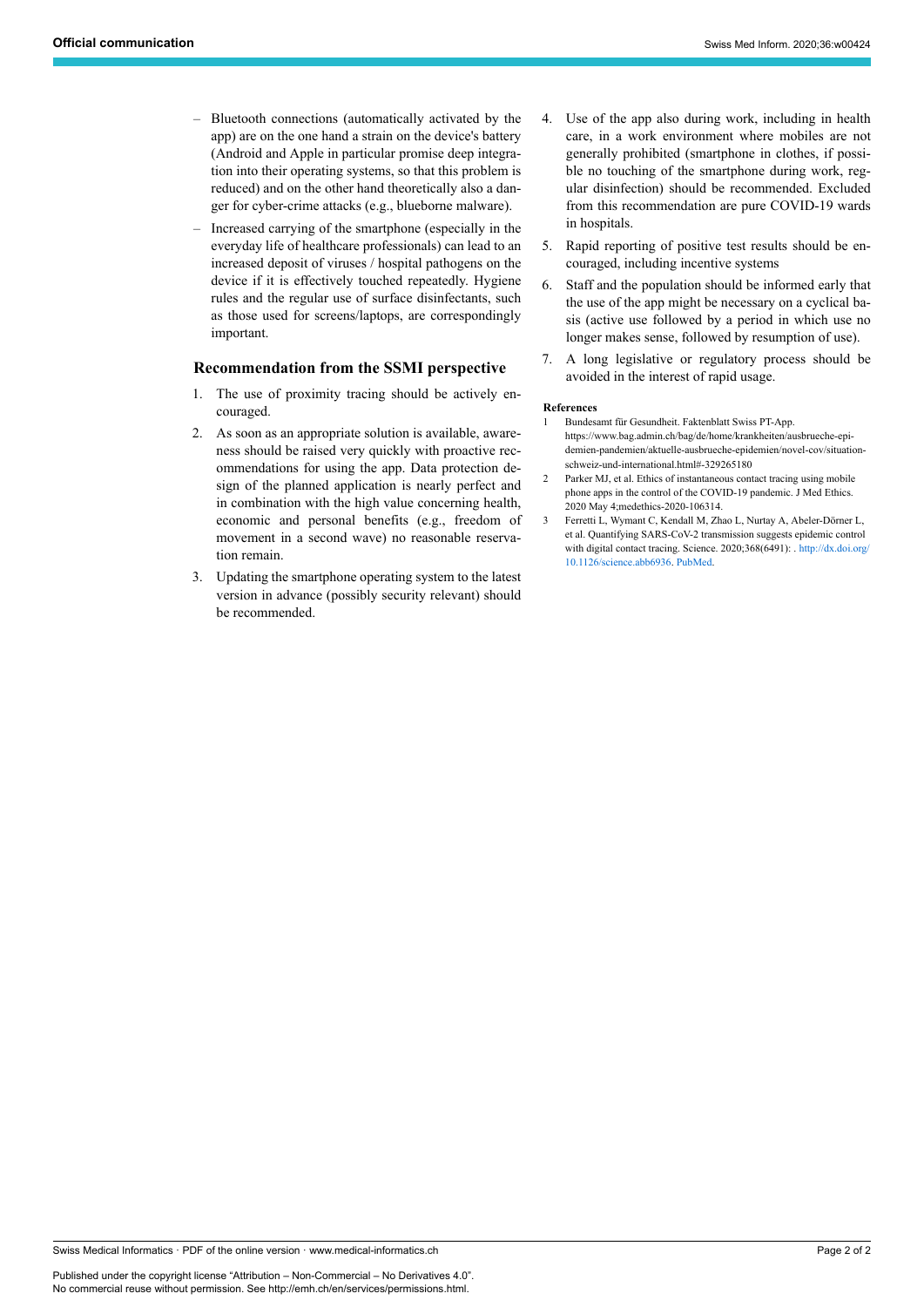- Bluetooth connections (automatically activated by the app) are on the one hand a strain on the device's battery (Android and Apple in particular promise deep integration into their operating systems, so that this problem is reduced) and on the other hand theoretically also a danger for cyber-crime attacks (e.g., blueborne malware).
- Increased carrying of the smartphone (especially in the everyday life of healthcare professionals) can lead to an increased deposit of viruses / hospital pathogens on the device if it is effectively touched repeatedly. Hygiene rules and the regular use of surface disinfectants, such as those used for screens/laptops, are correspondingly important.

## Recommendation from the SSMI perspective

1. The use of proximity tracing should be actively encouraged.
2. As soon as an appropriate solution is available, awareness should be raised very quickly with proactive recommendations for using the app. Data protection design of the planned application is nearly perfect and in combination with the high value concerning health, economic and personal benefits (e.g., freedom of movement in a second wave) no reasonable reservation remain.
3. Updating the smartphone operating system to the latest version in advance (possibly security relevant) should be recommended.
4. Use of the app also during work, including in health care, in a work environment where mobiles are not generally prohibited (smartphone in clothes, if possible no touching of the smartphone during work, regular disinfection) should be recommended. Excluded from this recommendation are pure COVID-19 wards in hospitals.
5. Rapid reporting of positive test results should be encouraged, including incentive systems
6. Staff and the population should be informed early that the use of the app might be necessary on a cyclical basis (active use followed by a period in which use no longer makes sense, followed by resumption of use).
7. A long legislative or regulatory process should be avoided in the interest of rapid usage.

### References

1. Bundesamt für Gesundheit. Faktenblatt Swiss PT-App. https://www.bag.admin.ch/bag/de/home/krankheiten/ausbrueche-epidemien-pandemien/aktuelle-ausbrueche-epidemien/novel-cov/situation-schweiz-und-international.html#-329265180
2. Parker MJ, et al. Ethics of instantaneous contact tracing using mobile phone apps in the control of the COVID-19 pandemic. J Med Ethics. 2020 May 4;medethics-2020-106314.
3. Ferretti L, Wymant C, Kendall M, Zhao L, Nurtay A, Abeler-Dörner L, et al. Quantifying SARS-CoV-2 transmission suggests epidemic control with digital contact tracing. Science. 2020;368(6491): . http://dx.doi.org/10.1126/science.abb6936. PubMed.